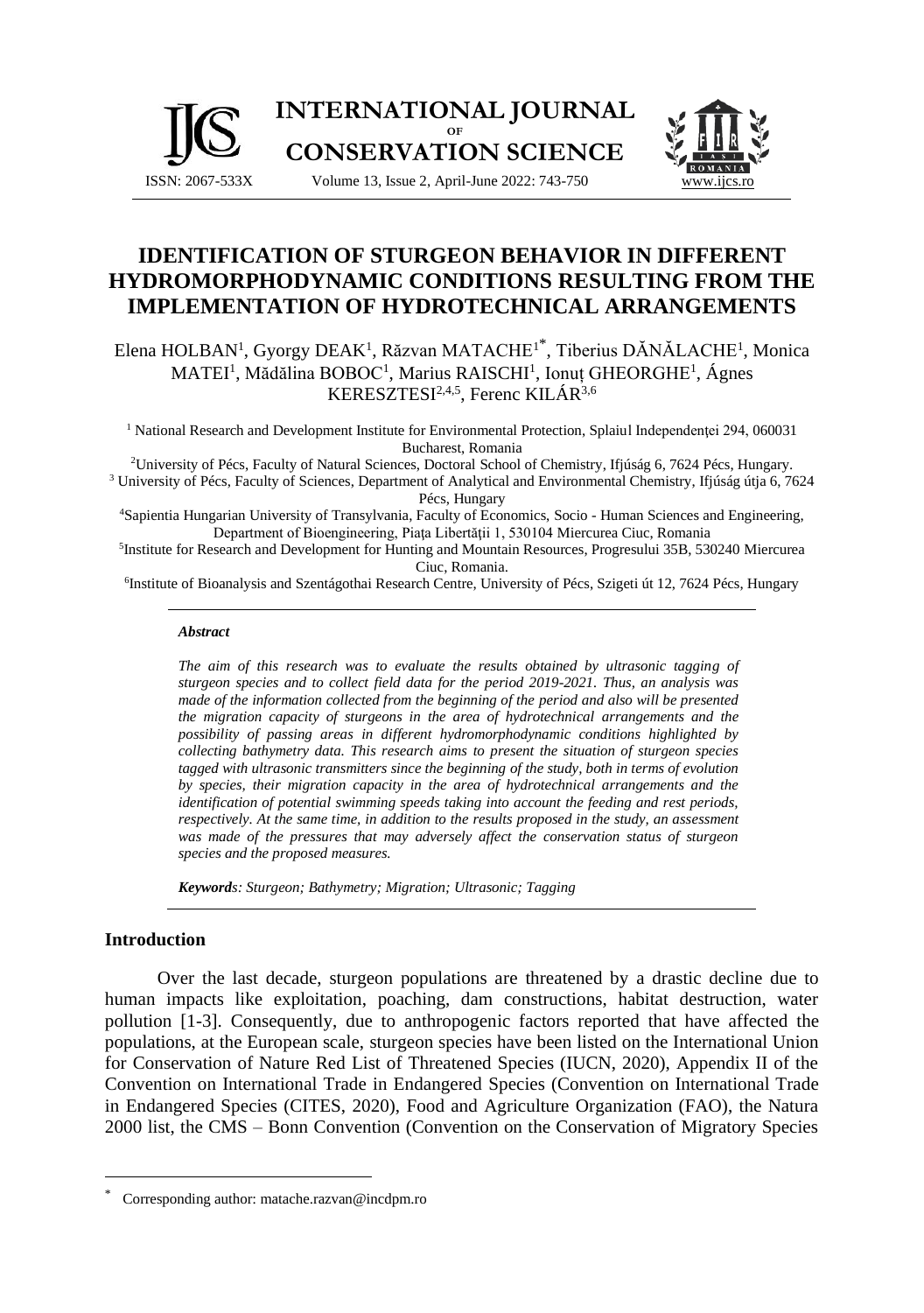# IDENTIFICATION OF STURGEON BEHAVIOR IN DIFFERENT HYDROMORPHODYNAMIC CONDITIONS RESULTING FROM THE IMPLEMENTATION OF HYDROTECHNICAL ARRANGEMENTS

Elena HOLBAN[1], Gyorgy DEAK[1], Răzvan MATACHE[1*], Tiberius DĂNĂLACHE[1], Monica MATEI[1], Mădălina BOBOC[1], Marius RAISCHI[1], Ionuț GHEORGHE[1], Ágnes KERESZTESI[2,4,5], Ferenc KILÁR[3,6]

[1] National Research and Development Institute for Environmental Protection, Splaiul Independenței 294, 060031 Bucharest, Romania

[2] University of Pécs, Faculty of Natural Sciences, Doctoral School of Chemistry, Ifjúság 6, 7624 Pécs, Hungary.

[3] University of Pécs, Faculty of Sciences, Department of Analytical and Environmental Chemistry, Ifjúság útja 6, 7624 Pécs, Hungary

[4] Sapientia Hungarian University of Transylvania, Faculty of Economics, Socio - Human Sciences and Engineering, Department of Bioengineering, Piața Libertății 1, 530104 Miercurea Ciuc, Romania

[5] Institute for Research and Development for Hunting and Mountain Resources, Progresului 35B, 530240 Miercurea Ciuc, Romania.

[6] Institute of Bioanalysis and Szentágothai Research Centre, University of Pécs, Szigeti út 12, 7624 Pécs, Hungary

### *Abstract*

*The aim of this research was to evaluate the results obtained by ultrasonic tagging of sturgeon species and to collect field data for the period 2019-2021. Thus, an analysis was made of the information collected from the beginning of the period and also will be presented the migration capacity of sturgeons in the area of hydrotechnical arrangements and the possibility of passing areas in different hydromorphodynamic conditions highlighted by collecting bathymetry data. This research aims to present the situation of sturgeon species tagged with ultrasonic transmitters since the beginning of the study, both in terms of evolution by species, their migration capacity in the area of hydrotechnical arrangements and the identification of potential swimming speeds taking into account the feeding and rest periods, respectively. At the same time, in addition to the results proposed in the study, an assessment was made of the pressures that may adversely affect the conservation status of sturgeon species and the proposed measures.*

***Keywords**: Sturgeon; Bathymetry; Migration; Ultrasonic; Tagging*

## Introduction

Over the last decade, sturgeon populations are threatened by a drastic decline due to human impacts like exploitation, poaching, dam constructions, habitat destruction, water pollution [1-3]. Consequently, due to anthropogenic factors reported that have affected the populations, at the European scale, sturgeon species have been listed on the International Union for Conservation of Nature Red List of Threatened Species (IUCN, 2020), Appendix II of the Convention on International Trade in Endangered Species (Convention on International Trade in Endangered Species (CITES, 2020), Food and Agriculture Organization (FAO), the Natura 2000 list, the CMS – Bonn Convention (Convention on the Conservation of Migratory Species

---

[*] Corresponding author: matache.razvan@incdpm.ro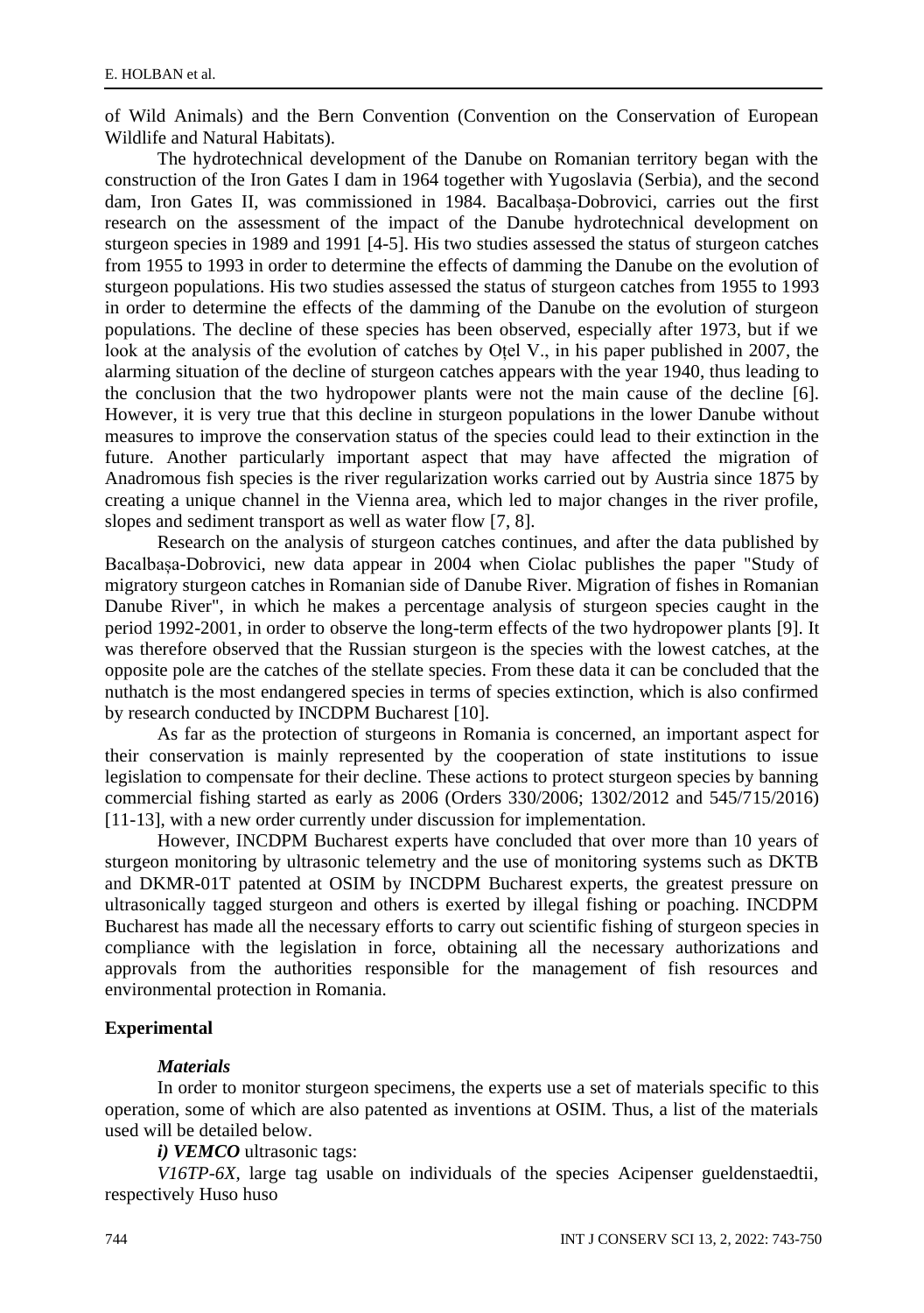of Wild Animals) and the Bern Convention (Convention on the Conservation of European Wildlife and Natural Habitats).

The hydrotechnical development of the Danube on Romanian territory began with the construction of the Iron Gates I dam in 1964 together with Yugoslavia (Serbia), and the second dam, Iron Gates II, was commissioned in 1984. Bacalbașa-Dobrovici, carries out the first research on the assessment of the impact of the Danube hydrotechnical development on sturgeon species in 1989 and 1991 [4-5]. His two studies assessed the status of sturgeon catches from 1955 to 1993 in order to determine the effects of damming the Danube on the evolution of sturgeon populations. His two studies assessed the status of sturgeon catches from 1955 to 1993 in order to determine the effects of the damming of the Danube on the evolution of sturgeon populations. The decline of these species has been observed, especially after 1973, but if we look at the analysis of the evolution of catches by Oțel V., in his paper published in 2007, the alarming situation of the decline of sturgeon catches appears with the year 1940, thus leading to the conclusion that the two hydropower plants were not the main cause of the decline [6]. However, it is very true that this decline in sturgeon populations in the lower Danube without measures to improve the conservation status of the species could lead to their extinction in the future. Another particularly important aspect that may have affected the migration of Anadromous fish species is the river regularization works carried out by Austria since 1875 by creating a unique channel in the Vienna area, which led to major changes in the river profile, slopes and sediment transport as well as water flow [7, 8].

Research on the analysis of sturgeon catches continues, and after the data published by Bacalbașa-Dobrovici, new data appear in 2004 when Ciolac publishes the paper "Study of migratory sturgeon catches in Romanian side of Danube River. Migration of fishes in Romanian Danube River", in which he makes a percentage analysis of sturgeon species caught in the period 1992-2001, in order to observe the long-term effects of the two hydropower plants [9]. It was therefore observed that the Russian sturgeon is the species with the lowest catches, at the opposite pole are the catches of the stellate species. From these data it can be concluded that the nuthatch is the most endangered species in terms of species extinction, which is also confirmed by research conducted by INCDPM Bucharest [10].

As far as the protection of sturgeons in Romania is concerned, an important aspect for their conservation is mainly represented by the cooperation of state institutions to issue legislation to compensate for their decline. These actions to protect sturgeon species by banning commercial fishing started as early as 2006 (Orders 330/2006; 1302/2012 and 545/715/2016) [11-13], with a new order currently under discussion for implementation.

However, INCDPM Bucharest experts have concluded that over more than 10 years of sturgeon monitoring by ultrasonic telemetry and the use of monitoring systems such as DKTB and DKMR-01T patented at OSIM by INCDPM Bucharest experts, the greatest pressure on ultrasonically tagged sturgeon and others is exerted by illegal fishing or poaching. INCDPM Bucharest has made all the necessary efforts to carry out scientific fishing of sturgeon species in compliance with the legislation in force, obtaining all the necessary authorizations and approvals from the authorities responsible for the management of fish resources and environmental protection in Romania.

## Experimental

### *Materials*

In order to monitor sturgeon specimens, the experts use a set of materials specific to this operation, some of which are also patented as inventions at OSIM. Thus, a list of the materials used will be detailed below.

***i) VEMCO*** ultrasonic tags:

*V16TP-6X,* large tag usable on individuals of the species Acipenser gueldenstaedtii, respectively Huso huso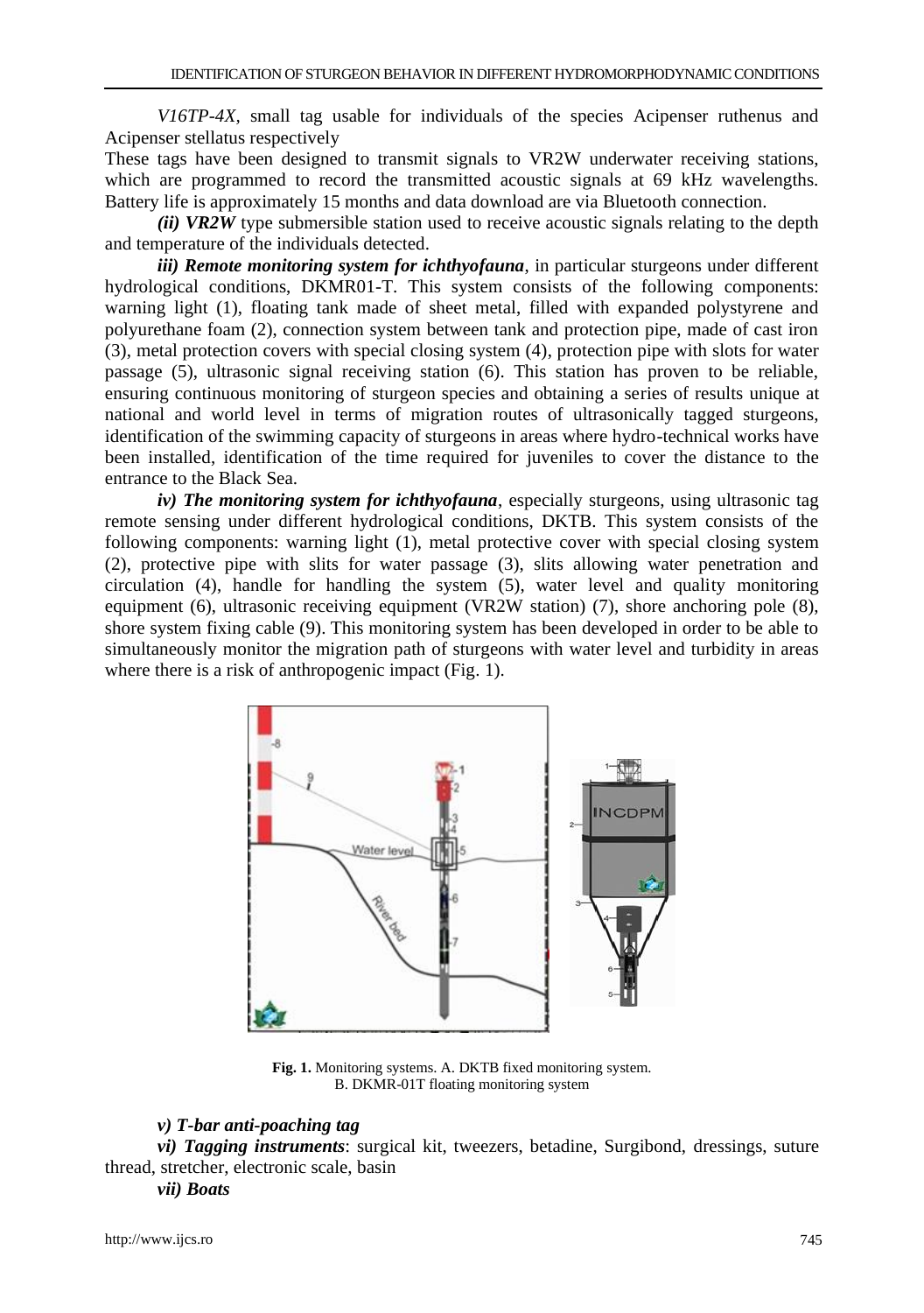*V16TP-4X,* small tag usable for individuals of the species Acipenser ruthenus and Acipenser stellatus respectively

These tags have been designed to transmit signals to VR2W underwater receiving stations, which are programmed to record the transmitted acoustic signals at 69 kHz wavelengths. Battery life is approximately 15 months and data download are via Bluetooth connection.

***(ii) VR2W*** type submersible station used to receive acoustic signals relating to the depth and temperature of the individuals detected.

***iii) Remote monitoring system for ichthyofauna***, in particular sturgeons under different hydrological conditions, DKMR01-T. This system consists of the following components: warning light (1), floating tank made of sheet metal, filled with expanded polystyrene and polyurethane foam (2), connection system between tank and protection pipe, made of cast iron (3), metal protection covers with special closing system (4), protection pipe with slots for water passage (5), ultrasonic signal receiving station (6). This station has proven to be reliable, ensuring continuous monitoring of sturgeon species and obtaining a series of results unique at national and world level in terms of migration routes of ultrasonically tagged sturgeons, identification of the swimming capacity of sturgeons in areas where hydro-technical works have been installed, identification of the time required for juveniles to cover the distance to the entrance to the Black Sea.

***iv) The monitoring system for ichthyofauna***, especially sturgeons, using ultrasonic tag remote sensing under different hydrological conditions, DKTB. This system consists of the following components: warning light (1), metal protective cover with special closing system (2), protective pipe with slits for water passage (3), slits allowing water penetration and circulation (4), handle for handling the system (5), water level and quality monitoring equipment (6), ultrasonic receiving equipment (VR2W station) (7), shore anchoring pole (8), shore system fixing cable (9). This monitoring system has been developed in order to be able to simultaneously monitor the migration path of sturgeons with water level and turbidity in areas where there is a risk of anthropogenic impact (Fig. 1).

**Fig. 1.** Monitoring systems. A. DKTB fixed monitoring system. B. DKMR-01T floating monitoring system

***v) T-bar anti-poaching tag***

***vi) Tagging instruments***: surgical kit, tweezers, betadine, Surgibond, dressings, suture thread, stretcher, electronic scale, basin

***vii) Boats***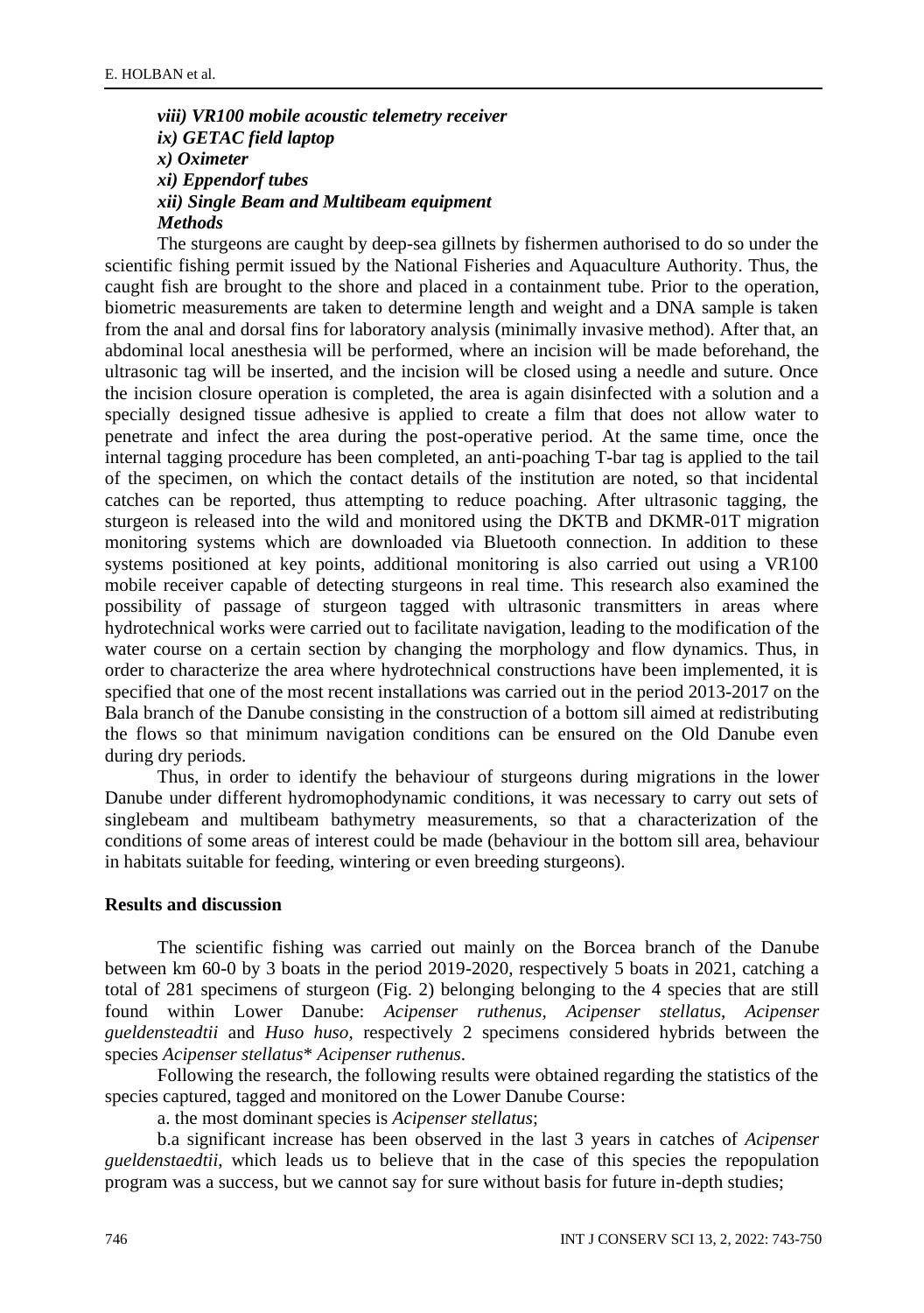***viii) VR100 mobile acoustic telemetry receiver***
***ix) GETAC field laptop***
***x) Oximeter***
***xi) Eppendorf tubes***
***xii) Single Beam and Multibeam equipment***
***Methods***

The sturgeons are caught by deep-sea gillnets by fishermen authorised to do so under the scientific fishing permit issued by the National Fisheries and Aquaculture Authority. Thus, the caught fish are brought to the shore and placed in a containment tube. Prior to the operation, biometric measurements are taken to determine length and weight and a DNA sample is taken from the anal and dorsal fins for laboratory analysis (minimally invasive method). After that, an abdominal local anesthesia will be performed, where an incision will be made beforehand, the ultrasonic tag will be inserted, and the incision will be closed using a needle and suture. Once the incision closure operation is completed, the area is again disinfected with a solution and a specially designed tissue adhesive is applied to create a film that does not allow water to penetrate and infect the area during the post-operative period. At the same time, once the internal tagging procedure has been completed, an anti-poaching T-bar tag is applied to the tail of the specimen, on which the contact details of the institution are noted, so that incidental catches can be reported, thus attempting to reduce poaching. After ultrasonic tagging, the sturgeon is released into the wild and monitored using the DKTB and DKMR-01T migration monitoring systems which are downloaded via Bluetooth connection. In addition to these systems positioned at key points, additional monitoring is also carried out using a VR100 mobile receiver capable of detecting sturgeons in real time. This research also examined the possibility of passage of sturgeon tagged with ultrasonic transmitters in areas where hydrotechnical works were carried out to facilitate navigation, leading to the modification of the water course on a certain section by changing the morphology and flow dynamics. Thus, in order to characterize the area where hydrotechnical constructions have been implemented, it is specified that one of the most recent installations was carried out in the period 2013-2017 on the Bala branch of the Danube consisting in the construction of a bottom sill aimed at redistributing the flows so that minimum navigation conditions can be ensured on the Old Danube even during dry periods.

Thus, in order to identify the behaviour of sturgeons during migrations in the lower Danube under different hydromophodynamic conditions, it was necessary to carry out sets of singlebeam and multibeam bathymetry measurements, so that a characterization of the conditions of some areas of interest could be made (behaviour in the bottom sill area, behaviour in habitats suitable for feeding, wintering or even breeding sturgeons).

## Results and discussion

The scientific fishing was carried out mainly on the Borcea branch of the Danube between km 60-0 by 3 boats in the period 2019-2020, respectively 5 boats in 2021, catching a total of 281 specimens of sturgeon (Fig. 2) belonging belonging to the 4 species that are still found within Lower Danube: *Acipenser ruthenus*, *Acipenser stellatus*, *Acipenser gueldensteadtii* and *Huso huso*, respectively 2 specimens considered hybrids between the species *Acipenser stellatus*\* *Acipenser ruthenus*.

Following the research, the following results were obtained regarding the statistics of the species captured, tagged and monitored on the Lower Danube Course:

a. the most dominant species is *Acipenser stellatus*;

b.a significant increase has been observed in the last 3 years in catches of *Acipenser gueldenstaedtii*, which leads us to believe that in the case of this species the repopulation program was a success, but we cannot say for sure without basis for future in-depth studies;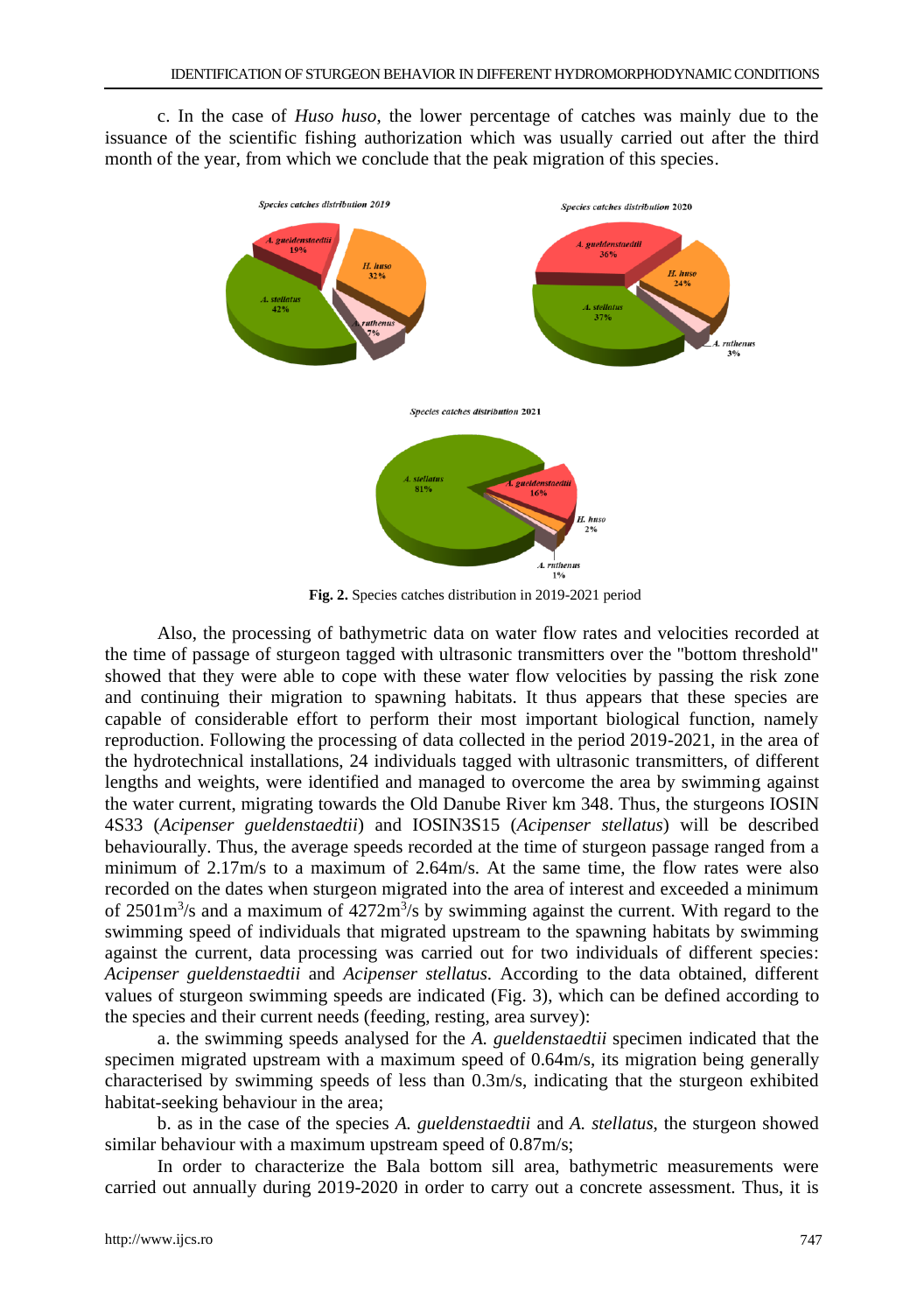c. In the case of *Huso huso*, the lower percentage of catches was mainly due to the issuance of the scientific fishing authorization which was usually carried out after the third month of the year, from which we conclude that the peak migration of this species.

**Fig. 2.** Species catches distribution in 2019-2021 period

Also, the processing of bathymetric data on water flow rates and velocities recorded at the time of passage of sturgeon tagged with ultrasonic transmitters over the "bottom threshold" showed that they were able to cope with these water flow velocities by passing the risk zone and continuing their migration to spawning habitats. It thus appears that these species are capable of considerable effort to perform their most important biological function, namely reproduction. Following the processing of data collected in the period 2019-2021, in the area of the hydrotechnical installations, 24 individuals tagged with ultrasonic transmitters, of different lengths and weights, were identified and managed to overcome the area by swimming against the water current, migrating towards the Old Danube River km 348. Thus, the sturgeons IOSIN 4S33 (*Acipenser gueldenstaedtii*) and IOSIN3S15 (*Acipenser stellatus*) will be described behaviourally. Thus, the average speeds recorded at the time of sturgeon passage ranged from a minimum of 2.17m/s to a maximum of 2.64m/s. At the same time, the flow rates were also recorded on the dates when sturgeon migrated into the area of interest and exceeded a minimum of 2501m$^3$/s and a maximum of 4272m$^3$/s by swimming against the current. With regard to the swimming speed of individuals that migrated upstream to the spawning habitats by swimming against the current, data processing was carried out for two individuals of different species: *Acipenser gueldenstaedtii* and *Acipenser stellatus*. According to the data obtained, different values of sturgeon swimming speeds are indicated (Fig. 3), which can be defined according to the species and their current needs (feeding, resting, area survey):

a. the swimming speeds analysed for the *A. gueldenstaedtii* specimen indicated that the specimen migrated upstream with a maximum speed of 0.64m/s, its migration being generally characterised by swimming speeds of less than 0.3m/s, indicating that the sturgeon exhibited habitat-seeking behaviour in the area;

b. as in the case of the species *A. gueldenstaedtii* and *A. stellatus*, the sturgeon showed similar behaviour with a maximum upstream speed of 0.87m/s;

In order to characterize the Bala bottom sill area, bathymetric measurements were carried out annually during 2019-2020 in order to carry out a concrete assessment. Thus, it is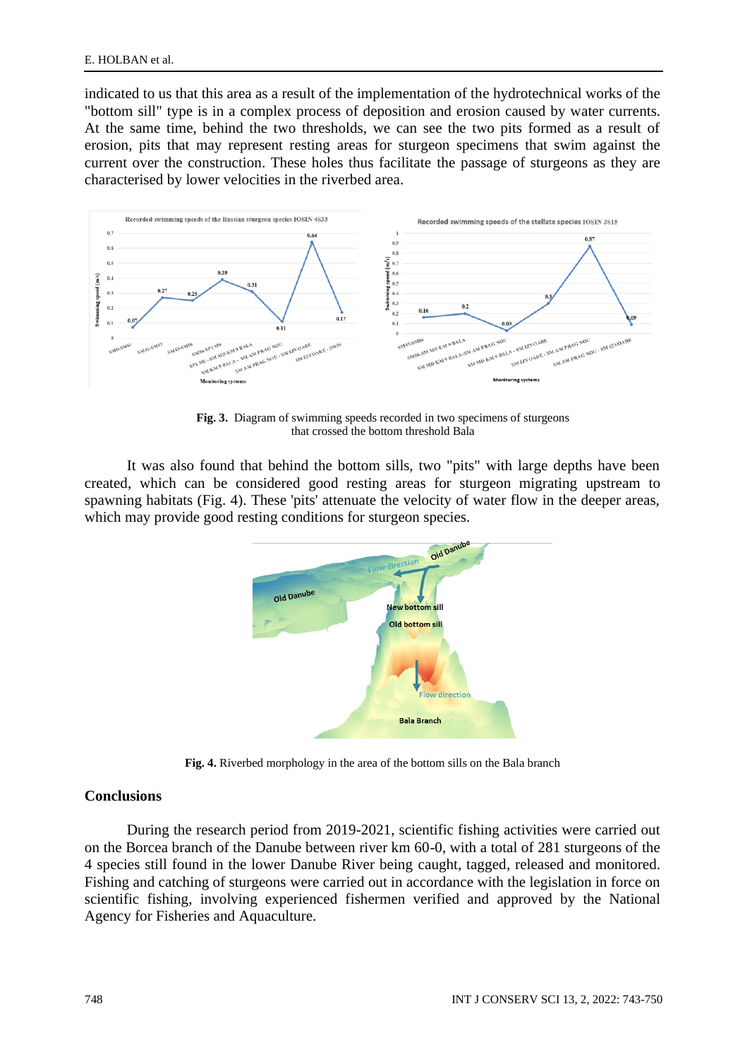indicated to us that this area as a result of the implementation of the hydrotechnical works of the "bottom sill" type is in a complex process of deposition and erosion caused by water currents. At the same time, behind the two thresholds, we can see the two pits formed as a result of erosion, pits that may represent resting areas for sturgeon specimens that swim against the current over the construction. These holes thus facilitate the passage of sturgeons as they are characterised by lower velocities in the riverbed area.

**Fig. 3.** Diagram of swimming speeds recorded in two specimens of sturgeons that crossed the bottom threshold Bala

It was also found that behind the bottom sills, two "pits" with large depths have been created, which can be considered good resting areas for sturgeon migrating upstream to spawning habitats (Fig. 4). These 'pits' attenuate the velocity of water flow in the deeper areas, which may provide good resting conditions for sturgeon species.

**Fig. 4.** Riverbed morphology in the area of the bottom sills on the Bala branch

## Conclusions

During the research period from 2019-2021, scientific fishing activities were carried out on the Borcea branch of the Danube between river km 60-0, with a total of 281 sturgeons of the 4 species still found in the lower Danube River being caught, tagged, released and monitored. Fishing and catching of sturgeons were carried out in accordance with the legislation in force on scientific fishing, involving experienced fishermen verified and approved by the National Agency for Fisheries and Aquaculture.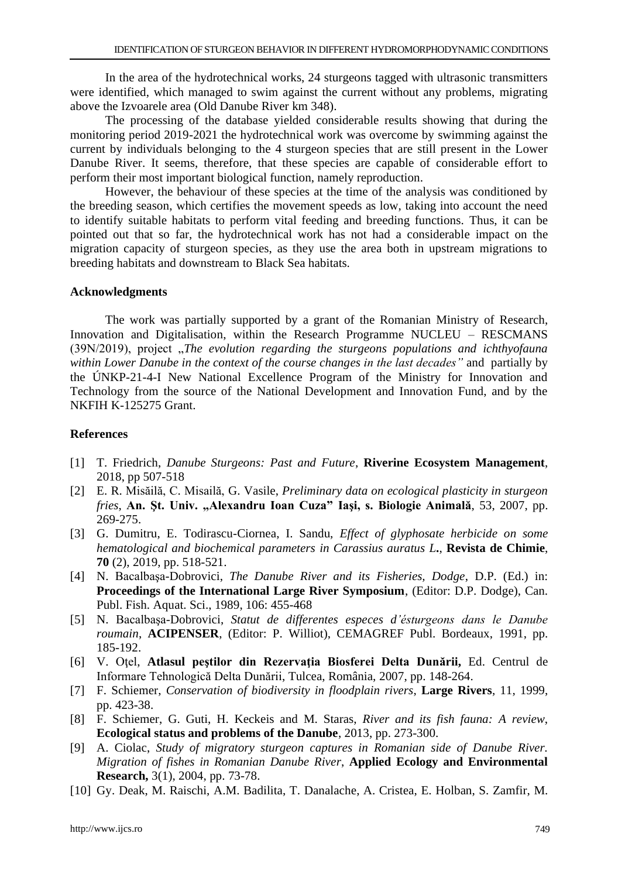In the area of the hydrotechnical works, 24 sturgeons tagged with ultrasonic transmitters were identified, which managed to swim against the current without any problems, migrating above the Izvoarele area (Old Danube River km 348).

The processing of the database yielded considerable results showing that during the monitoring period 2019-2021 the hydrotechnical work was overcome by swimming against the current by individuals belonging to the 4 sturgeon species that are still present in the Lower Danube River. It seems, therefore, that these species are capable of considerable effort to perform their most important biological function, namely reproduction.

However, the behaviour of these species at the time of the analysis was conditioned by the breeding season, which certifies the movement speeds as low, taking into account the need to identify suitable habitats to perform vital feeding and breeding functions. Thus, it can be pointed out that so far, the hydrotechnical work has not had a considerable impact on the migration capacity of sturgeon species, as they use the area both in upstream migrations to breeding habitats and downstream to Black Sea habitats.

## Acknowledgments

The work was partially supported by a grant of the Romanian Ministry of Research, Innovation and Digitalisation, within the Research Programme NUCLEU – RESCMANS (39N/2019), project „*The evolution regarding the sturgeons populations and ichthyofauna within Lower Danube in the context of the course changes in the last decades”* and partially by the ÚNKP-21-4-I New National Excellence Program of the Ministry for Innovation and Technology from the source of the National Development and Innovation Fund, and by the NKFIH K-125275 Grant.

## References

[1] T. Friedrich, *Danube Sturgeons: Past and Future*, **Riverine Ecosystem Management**, 2018, pp 507-518

[2] E. R. Misăilă, C. Misailă, G. Vasile, *Preliminary data on ecological plasticity in sturgeon fries*, **An. Şt. Univ. „Alexandru Ioan Cuza" Iaşi, s. Biologie Animală**, 53, 2007, pp. 269-275.

[3] G. Dumitru, E. Todirascu-Ciornea, I. Sandu, *Effect of glyphosate herbicide on some hematological and biochemical parameters in Carassius auratus L*., **Revista de Chimie**, **70** (2), 2019, pp. 518-521.

[4] N. Bacalbaşa-Dobrovici, *The Danube River and its Fisheries, Dodge*, D.P. (Ed.) in: **Proceedings of the International Large River Symposium**, (Editor: D.P. Dodge), Can. Publ. Fish. Aquat. Sci., 1989, 106: 455-468

[5] N. Bacalbaşa-Dobrovici, *Statut de differentes especes d'ésturgeons dans le Danube roumain*, **ACIPENSER**, (Editor: P. Williot), CEMAGREF Publ. Bordeaux, 1991, pp. 185-192.

[6] V. Oţel, **Atlasul peştilor din Rezervaţia Biosferei Delta Dunării,** Ed. Centrul de Informare Tehnologică Delta Dunării, Tulcea, România, 2007, pp. 148-264.

[7] F. Schiemer, *Conservation of biodiversity in floodplain rivers*, **Large Rivers**, 11, 1999, pp. 423-38.

[8] F. Schiemer, G. Guti, H. Keckeis and M. Staras, *River and its fish fauna: A review*, **Ecological status and problems of the Danube**, 2013, pp. 273-300.

[9] A. Ciolac, *Study of migratory sturgeon captures in Romanian side of Danube River. Migration of fishes in Romanian Danube River*, **Applied Ecology and Environmental Research,** 3(1), 2004, pp. 73-78.

[10] Gy. Deak, M. Raischi, A.M. Badilita, T. Danalache, A. Cristea, E. Holban, S. Zamfir, M.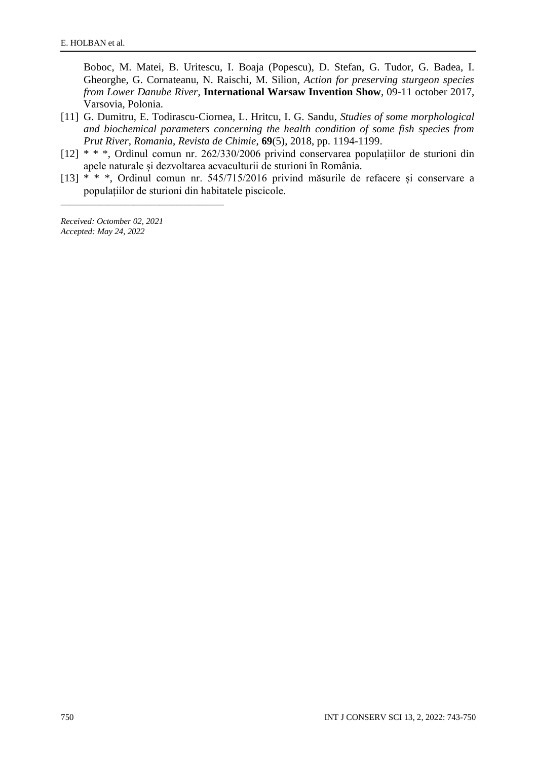Boboc, M. Matei, B. Uritescu, I. Boaja (Popescu), D. Stefan, G. Tudor, G. Badea, I. Gheorghe, G. Cornateanu, N. Raischi, M. Silion, *Action for preserving sturgeon species from Lower Danube River*, **International Warsaw Invention Show**, 09-11 october 2017, Varsovia, Polonia.

[11] G. Dumitru, E. Todirascu-Ciornea, L. Hritcu, I. G. Sandu, *Studies of some morphological and biochemical parameters concerning the health condition of some fish species from Prut River, Romania*, *Revista de Chimie*, **69**(5), 2018, pp. 1194-1199.

[12] * * *, Ordinul comun nr. 262/330/2006 privind conservarea populațiilor de sturioni din apele naturale și dezvoltarea acvaculturii de sturioni în România.

[13] * * *, Ordinul comun nr. 545/715/2016 privind măsurile de refacere și conservare a populațiilor de sturioni din habitatele piscicole.

---

*Received: Octomber 02, 2021*
*Accepted: May 24, 2022*